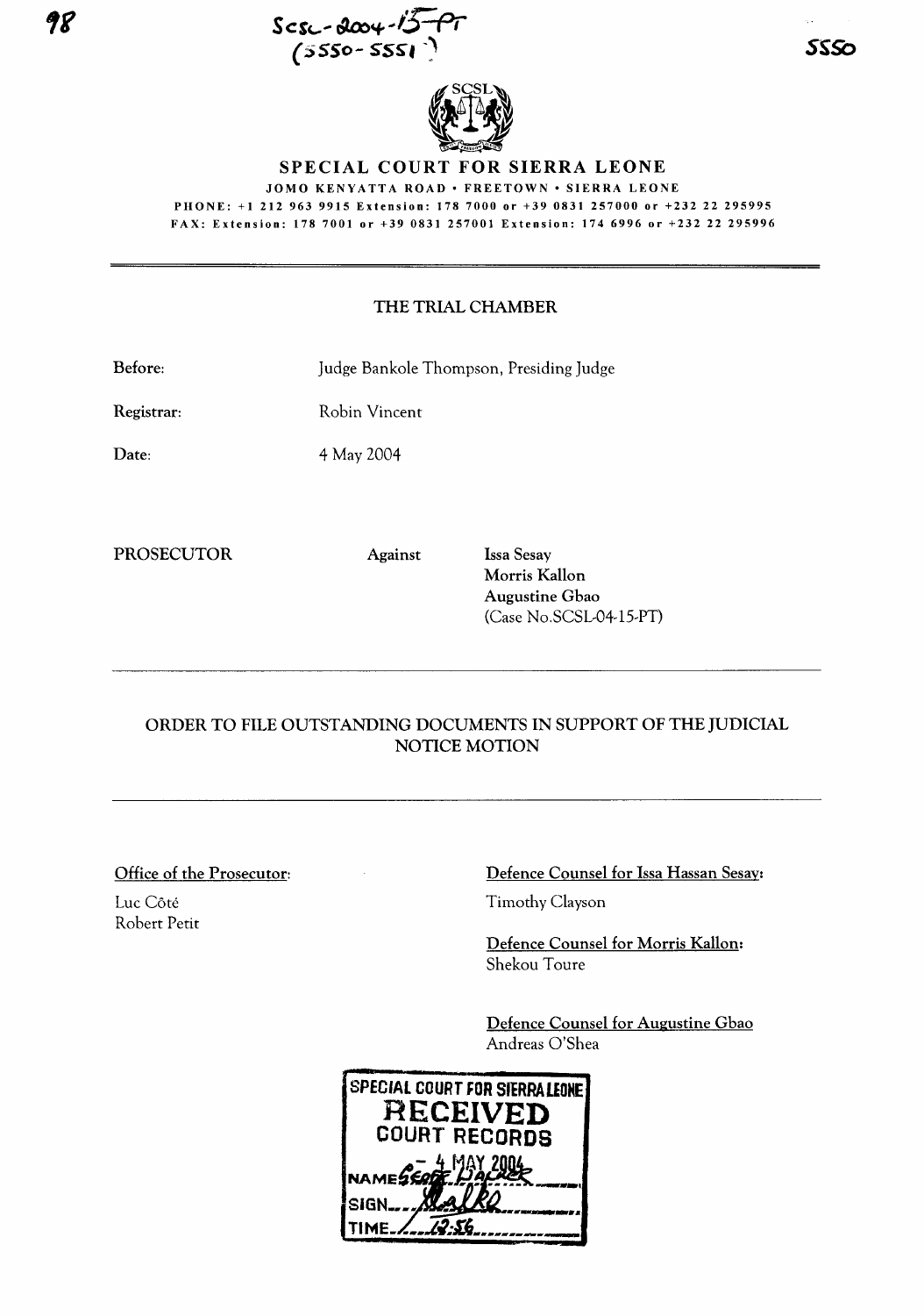SCSL-2004-15-PT
(5550-5551)

# SPECIAL COURT FOR SIERRA LEONE

JOMO KENYATTA ROAD • FREETOWN • SIERRA LEONE

PHONE: +1 212 963 9915 Extension: 178 7000 or +39 0831 257000 or +232 22 295995

FAX: Extension: 178 7001 or +39 0831 257001 Extension: 174 6996 or +232 22 295996

## THE TRIAL CHAMBER

**Before:** Judge Bankole Thompson, Presiding Judge

**Registrar:** Robin Vincent

**Date:** 4 May 2004

**PROSECUTOR** Against **Issa Sesay**
**Morris Kallon**
**Augustine Gbao**
(Case No.SCSL-04-15-PT)

## ORDER TO FILE OUTSTANDING DOCUMENTS IN SUPPORT OF THE JUDICIAL NOTICE MOTION

Office of the Prosecutor:

Luc Côté
Robert Petit

Defence Counsel for Issa Hassan Sesay:

Timothy Clayson

Defence Counsel for Morris Kallon:

Shekou Toure

Defence Counsel for Augustine Gbao

Andreas O'Shea

SPECIAL COURT FOR SIERRA LEONE
RECEIVED
COURT RECORDS
4 MAY 2004
NAME GEORGE BAKER
SIGN
TIME 12:56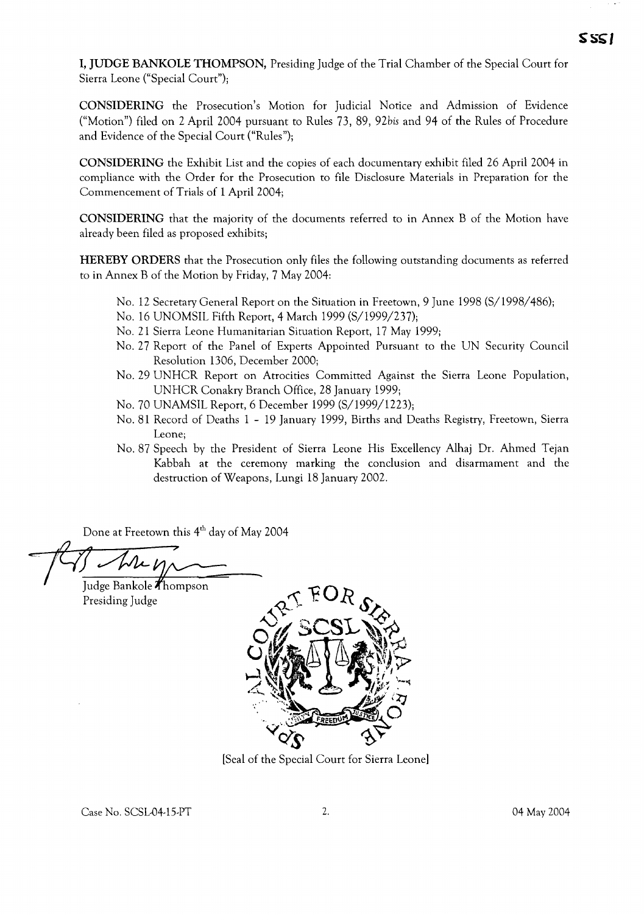**I, JUDGE BANKOLE THOMPSON,** Presiding Judge of the Trial Chamber of the Special Court for Sierra Leone ("Special Court");

**CONSIDERING** the Prosecution's Motion for Judicial Notice and Admission of Evidence ("Motion") filed on 2 April 2004 pursuant to Rules 73, 89, 92*bis* and 94 of the Rules of Procedure and Evidence of the Special Court ("Rules");

**CONSIDERING** the Exhibit List and the copies of each documentary exhibit filed 26 April 2004 in compliance with the Order for the Prosecution to file Disclosure Materials in Preparation for the Commencement of Trials of 1 April 2004;

**CONSIDERING** that the majority of the documents referred to in Annex B of the Motion have already been filed as proposed exhibits;

**HEREBY ORDERS** that the Prosecution only files the following outstanding documents as referred to in Annex B of the Motion by Friday, 7 May 2004:

- No. 12 Secretary General Report on the Situation in Freetown, 9 June 1998 (S/1998/486);
- No. 16 UNOMSIL Fifth Report, 4 March 1999 (S/1999/237);
- No. 21 Sierra Leone Humanitarian Situation Report, 17 May 1999;
- No. 27 Report of the Panel of Experts Appointed Pursuant to the UN Security Council Resolution 1306, December 2000;
- No. 29 UNHCR Report on Atrocities Committed Against the Sierra Leone Population, UNHCR Conakry Branch Office, 28 January 1999;
- No. 70 UNAMSIL Report, 6 December 1999 (S/1999/1223);
- No. 81 Record of Deaths 1 - 19 January 1999, Births and Deaths Registry, Freetown, Sierra Leone;
- No. 87 Speech by the President of Sierra Leone His Excellency Alhaj Dr. Ahmed Tejan Kabbah at the ceremony marking the conclusion and disarmament and the destruction of Weapons, Lungi 18 January 2002.

Done at Freetown this 4th day of May 2004

Judge Bankole Thompson
Presiding Judge

[Seal of the Special Court for Sierra Leone]

Case No. SCSL-04-15-PT

04 May 2004